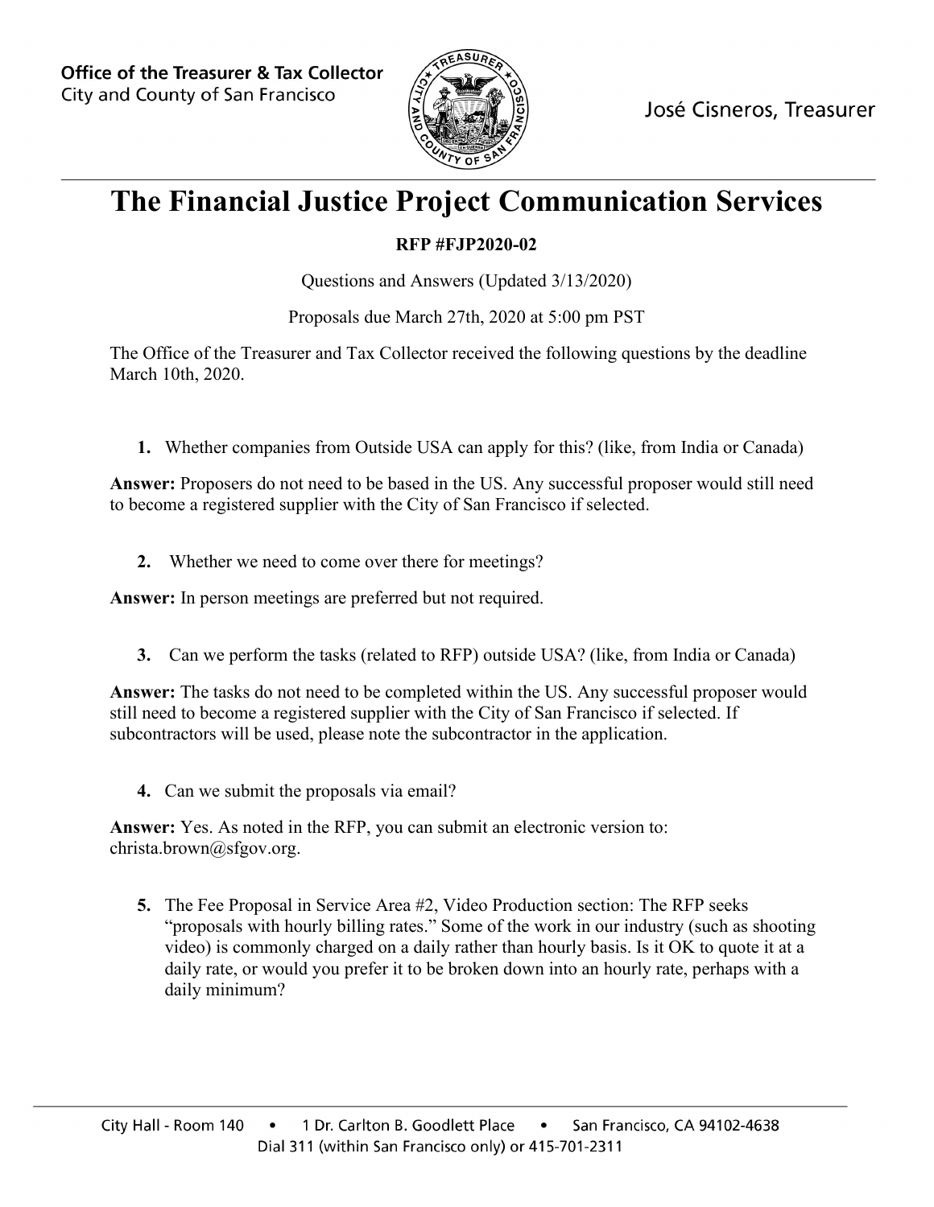Office of the Treasurer & Tax Collector
City and County of San Francisco

José Cisneros, Treasurer

# The Financial Justice Project Communication Services

**RFP #FJP2020-02**

Questions and Answers (Updated 3/13/2020)

Proposals due March 27th, 2020 at 5:00 pm PST

The Office of the Treasurer and Tax Collector received the following questions by the deadline March 10th, 2020.

1. Whether companies from Outside USA can apply for this? (like, from India or Canada)

**Answer:** Proposers do not need to be based in the US. Any successful proposer would still need to become a registered supplier with the City of San Francisco if selected.

2. Whether we need to come over there for meetings?

**Answer:** In person meetings are preferred but not required.

3. Can we perform the tasks (related to RFP) outside USA? (like, from India or Canada)

**Answer:** The tasks do not need to be completed within the US. Any successful proposer would still need to become a registered supplier with the City of San Francisco if selected. If subcontractors will be used, please note the subcontractor in the application.

4. Can we submit the proposals via email?

**Answer:** Yes. As noted in the RFP, you can submit an electronic version to: christa.brown@sfgov.org.

5. The Fee Proposal in Service Area #2, Video Production section: The RFP seeks "proposals with hourly billing rates." Some of the work in our industry (such as shooting video) is commonly charged on a daily rather than hourly basis. Is it OK to quote it at a daily rate, or would you prefer it to be broken down into an hourly rate, perhaps with a daily minimum?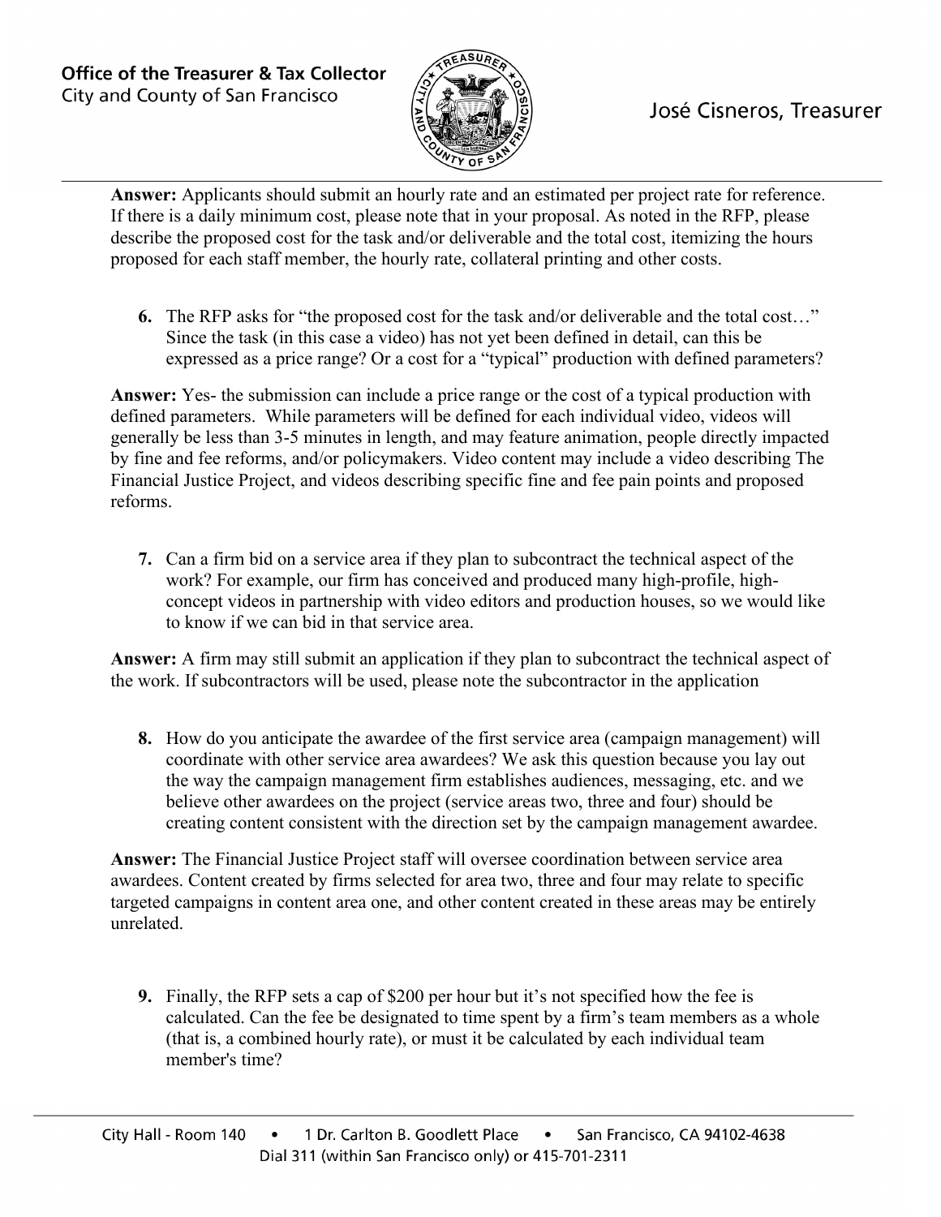**Answer:** Applicants should submit an hourly rate and an estimated per project rate for reference. If there is a daily minimum cost, please note that in your proposal. As noted in the RFP, please describe the proposed cost for the task and/or deliverable and the total cost, itemizing the hours proposed for each staff member, the hourly rate, collateral printing and other costs.

6. The RFP asks for "the proposed cost for the task and/or deliverable and the total cost…" Since the task (in this case a video) has not yet been defined in detail, can this be expressed as a price range? Or a cost for a "typical" production with defined parameters?

**Answer:** Yes- the submission can include a price range or the cost of a typical production with defined parameters. While parameters will be defined for each individual video, videos will generally be less than 3-5 minutes in length, and may feature animation, people directly impacted by fine and fee reforms, and/or policymakers. Video content may include a video describing The Financial Justice Project, and videos describing specific fine and fee pain points and proposed reforms.

7. Can a firm bid on a service area if they plan to subcontract the technical aspect of the work? For example, our firm has conceived and produced many high-profile, high-concept videos in partnership with video editors and production houses, so we would like to know if we can bid in that service area.

**Answer:** A firm may still submit an application if they plan to subcontract the technical aspect of the work. If subcontractors will be used, please note the subcontractor in the application

8. How do you anticipate the awardee of the first service area (campaign management) will coordinate with other service area awardees? We ask this question because you lay out the way the campaign management firm establishes audiences, messaging, etc. and we believe other awardees on the project (service areas two, three and four) should be creating content consistent with the direction set by the campaign management awardee.

**Answer:** The Financial Justice Project staff will oversee coordination between service area awardees. Content created by firms selected for area two, three and four may relate to specific targeted campaigns in content area one, and other content created in these areas may be entirely unrelated.

9. Finally, the RFP sets a cap of $200 per hour but it's not specified how the fee is calculated. Can the fee be designated to time spent by a firm's team members as a whole (that is, a combined hourly rate), or must it be calculated by each individual team member's time?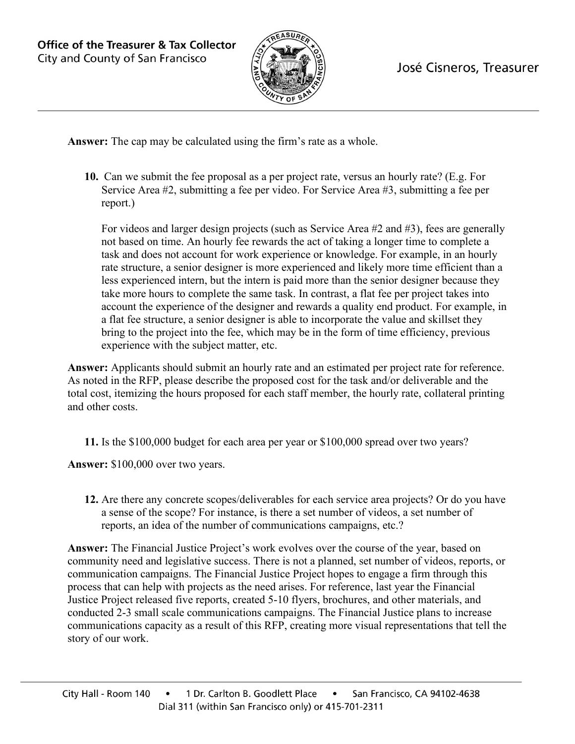**Answer:** The cap may be calculated using the firm's rate as a whole.

10. Can we submit the fee proposal as a per project rate, versus an hourly rate? (E.g. For Service Area #2, submitting a fee per video. For Service Area #3, submitting a fee per report.)

    For videos and larger design projects (such as Service Area #2 and #3), fees are generally not based on time. An hourly fee rewards the act of taking a longer time to complete a task and does not account for work experience or knowledge. For example, in an hourly rate structure, a senior designer is more experienced and likely more time efficient than a less experienced intern, but the intern is paid more than the senior designer because they take more hours to complete the same task. In contrast, a flat fee per project takes into account the experience of the designer and rewards a quality end product. For example, in a flat fee structure, a senior designer is able to incorporate the value and skillset they bring to the project into the fee, which may be in the form of time efficiency, previous experience with the subject matter, etc.

**Answer:** Applicants should submit an hourly rate and an estimated per project rate for reference. As noted in the RFP, please describe the proposed cost for the task and/or deliverable and the total cost, itemizing the hours proposed for each staff member, the hourly rate, collateral printing and other costs.

11. Is the $100,000 budget for each area per year or $100,000 spread over two years?

**Answer:** $100,000 over two years.

12. Are there any concrete scopes/deliverables for each service area projects? Or do you have a sense of the scope? For instance, is there a set number of videos, a set number of reports, an idea of the number of communications campaigns, etc.?

**Answer:** The Financial Justice Project's work evolves over the course of the year, based on community need and legislative success. There is not a planned, set number of videos, reports, or communication campaigns. The Financial Justice Project hopes to engage a firm through this process that can help with projects as the need arises. For reference, last year the Financial Justice Project released five reports, created 5-10 flyers, brochures, and other materials, and conducted 2-3 small scale communications campaigns. The Financial Justice plans to increase communications capacity as a result of this RFP, creating more visual representations that tell the story of our work.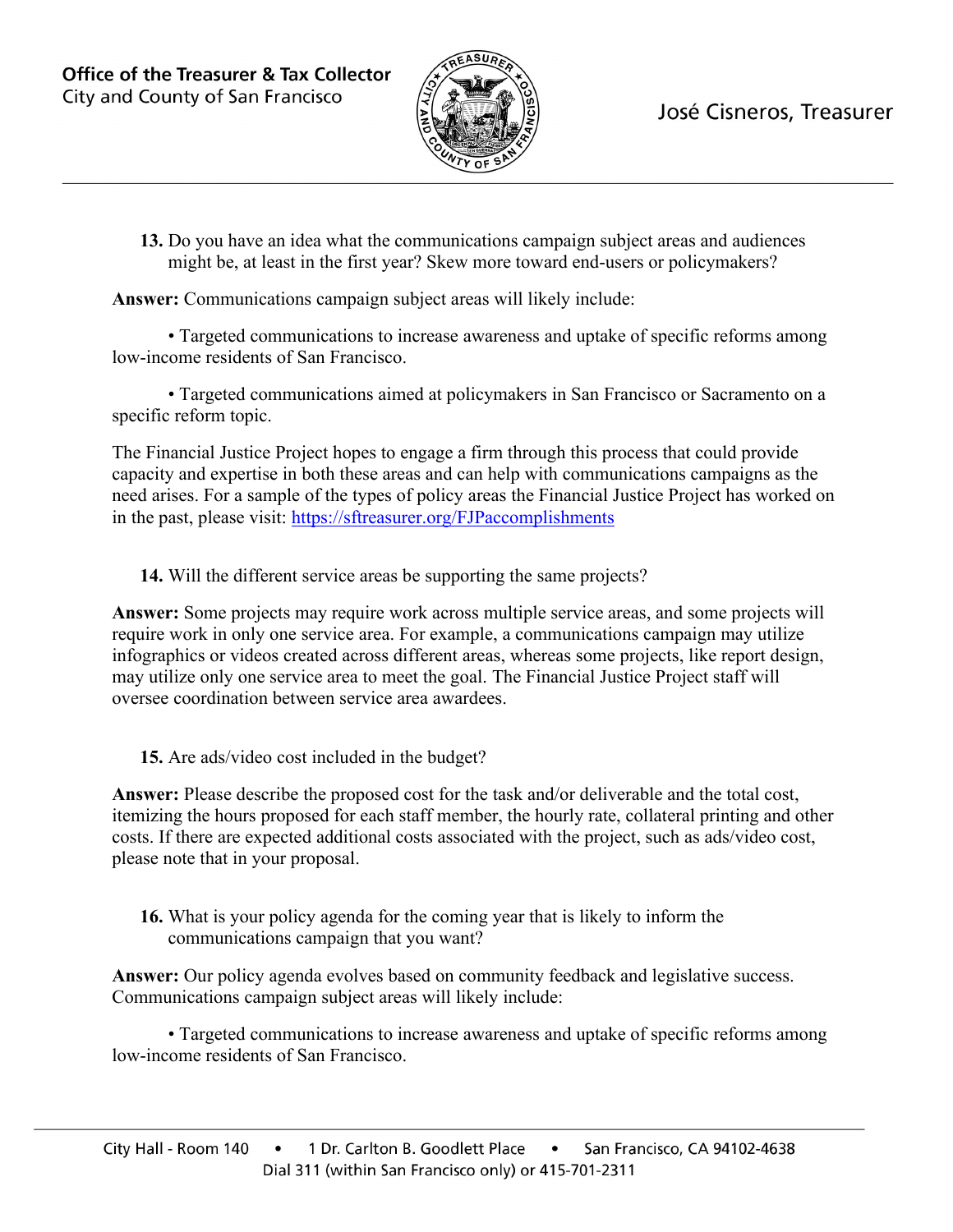13. Do you have an idea what the communications campaign subject areas and audiences might be, at least in the first year? Skew more toward end-users or policymakers?

**Answer:** Communications campaign subject areas will likely include:

• Targeted communications to increase awareness and uptake of specific reforms among low-income residents of San Francisco.

• Targeted communications aimed at policymakers in San Francisco or Sacramento on a specific reform topic.

The Financial Justice Project hopes to engage a firm through this process that could provide capacity and expertise in both these areas and can help with communications campaigns as the need arises. For a sample of the types of policy areas the Financial Justice Project has worked on in the past, please visit: https://sftreasurer.org/FJPaccomplishments

14. Will the different service areas be supporting the same projects?

**Answer:** Some projects may require work across multiple service areas, and some projects will require work in only one service area. For example, a communications campaign may utilize infographics or videos created across different areas, whereas some projects, like report design, may utilize only one service area to meet the goal. The Financial Justice Project staff will oversee coordination between service area awardees.

15. Are ads/video cost included in the budget?

**Answer:** Please describe the proposed cost for the task and/or deliverable and the total cost, itemizing the hours proposed for each staff member, the hourly rate, collateral printing and other costs. If there are expected additional costs associated with the project, such as ads/video cost, please note that in your proposal.

16. What is your policy agenda for the coming year that is likely to inform the communications campaign that you want?

**Answer:** Our policy agenda evolves based on community feedback and legislative success. Communications campaign subject areas will likely include:

• Targeted communications to increase awareness and uptake of specific reforms among low-income residents of San Francisco.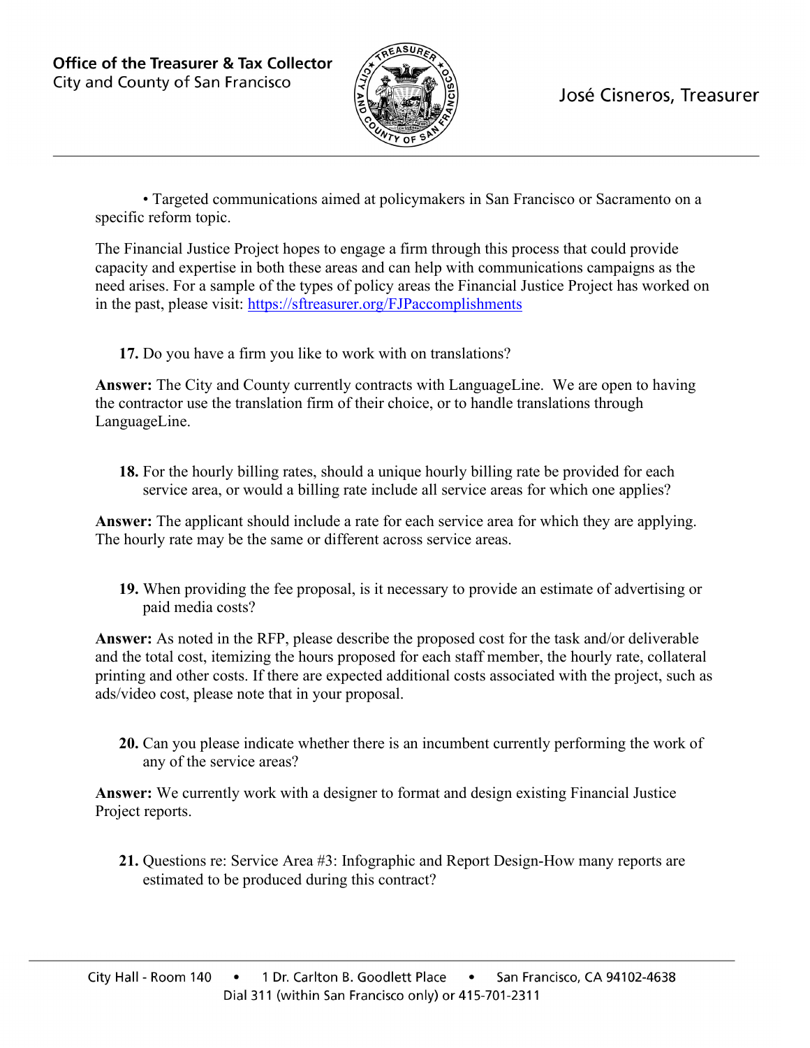• Targeted communications aimed at policymakers in San Francisco or Sacramento on a specific reform topic.

The Financial Justice Project hopes to engage a firm through this process that could provide capacity and expertise in both these areas and can help with communications campaigns as the need arises. For a sample of the types of policy areas the Financial Justice Project has worked on in the past, please visit: https://sftreasurer.org/FJPaccomplishments

**17.** Do you have a firm you like to work with on translations?

**Answer:** The City and County currently contracts with LanguageLine. We are open to having the contractor use the translation firm of their choice, or to handle translations through LanguageLine.

**18.** For the hourly billing rates, should a unique hourly billing rate be provided for each service area, or would a billing rate include all service areas for which one applies?

**Answer:** The applicant should include a rate for each service area for which they are applying. The hourly rate may be the same or different across service areas.

**19.** When providing the fee proposal, is it necessary to provide an estimate of advertising or paid media costs?

**Answer:** As noted in the RFP, please describe the proposed cost for the task and/or deliverable and the total cost, itemizing the hours proposed for each staff member, the hourly rate, collateral printing and other costs. If there are expected additional costs associated with the project, such as ads/video cost, please note that in your proposal.

**20.** Can you please indicate whether there is an incumbent currently performing the work of any of the service areas?

**Answer:** We currently work with a designer to format and design existing Financial Justice Project reports.

**21.** Questions re: Service Area #3: Infographic and Report Design-How many reports are estimated to be produced during this contract?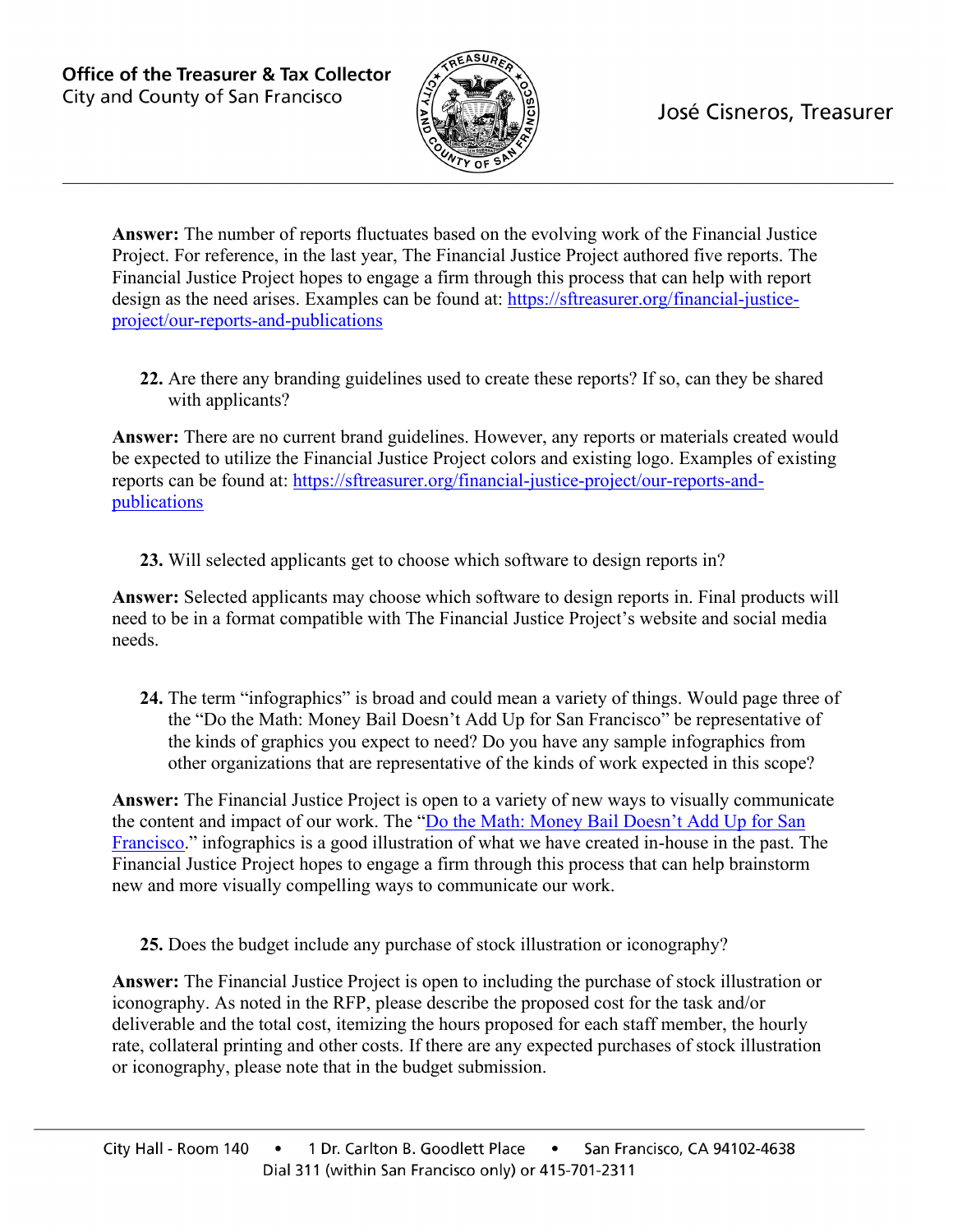**Answer:** The number of reports fluctuates based on the evolving work of the Financial Justice Project. For reference, in the last year, The Financial Justice Project authored five reports. The Financial Justice Project hopes to engage a firm through this process that can help with report design as the need arises. Examples can be found at: [https://sftreasurer.org/financial-justice-project/our-reports-and-publications](https://sftreasurer.org/financial-justice-project/our-reports-and-publications)

22. Are there any branding guidelines used to create these reports? If so, can they be shared with applicants?

**Answer:** There are no current brand guidelines. However, any reports or materials created would be expected to utilize the Financial Justice Project colors and existing logo. Examples of existing reports can be found at: [https://sftreasurer.org/financial-justice-project/our-reports-and-publications](https://sftreasurer.org/financial-justice-project/our-reports-and-publications)

23. Will selected applicants get to choose which software to design reports in?

**Answer:** Selected applicants may choose which software to design reports in. Final products will need to be in a format compatible with The Financial Justice Project's website and social media needs.

24. The term "infographics" is broad and could mean a variety of things. Would page three of the "Do the Math: Money Bail Doesn't Add Up for San Francisco" be representative of the kinds of graphics you expect to need? Do you have any sample infographics from other organizations that are representative of the kinds of work expected in this scope?

**Answer:** The Financial Justice Project is open to a variety of new ways to visually communicate the content and impact of our work. The "Do the Math: Money Bail Doesn't Add Up for San Francisco." infographics is a good illustration of what we have created in-house in the past. The Financial Justice Project hopes to engage a firm through this process that can help brainstorm new and more visually compelling ways to communicate our work.

25. Does the budget include any purchase of stock illustration or iconography?

**Answer:** The Financial Justice Project is open to including the purchase of stock illustration or iconography. As noted in the RFP, please describe the proposed cost for the task and/or deliverable and the total cost, itemizing the hours proposed for each staff member, the hourly rate, collateral printing and other costs. If there are any expected purchases of stock illustration or iconography, please note that in the budget submission.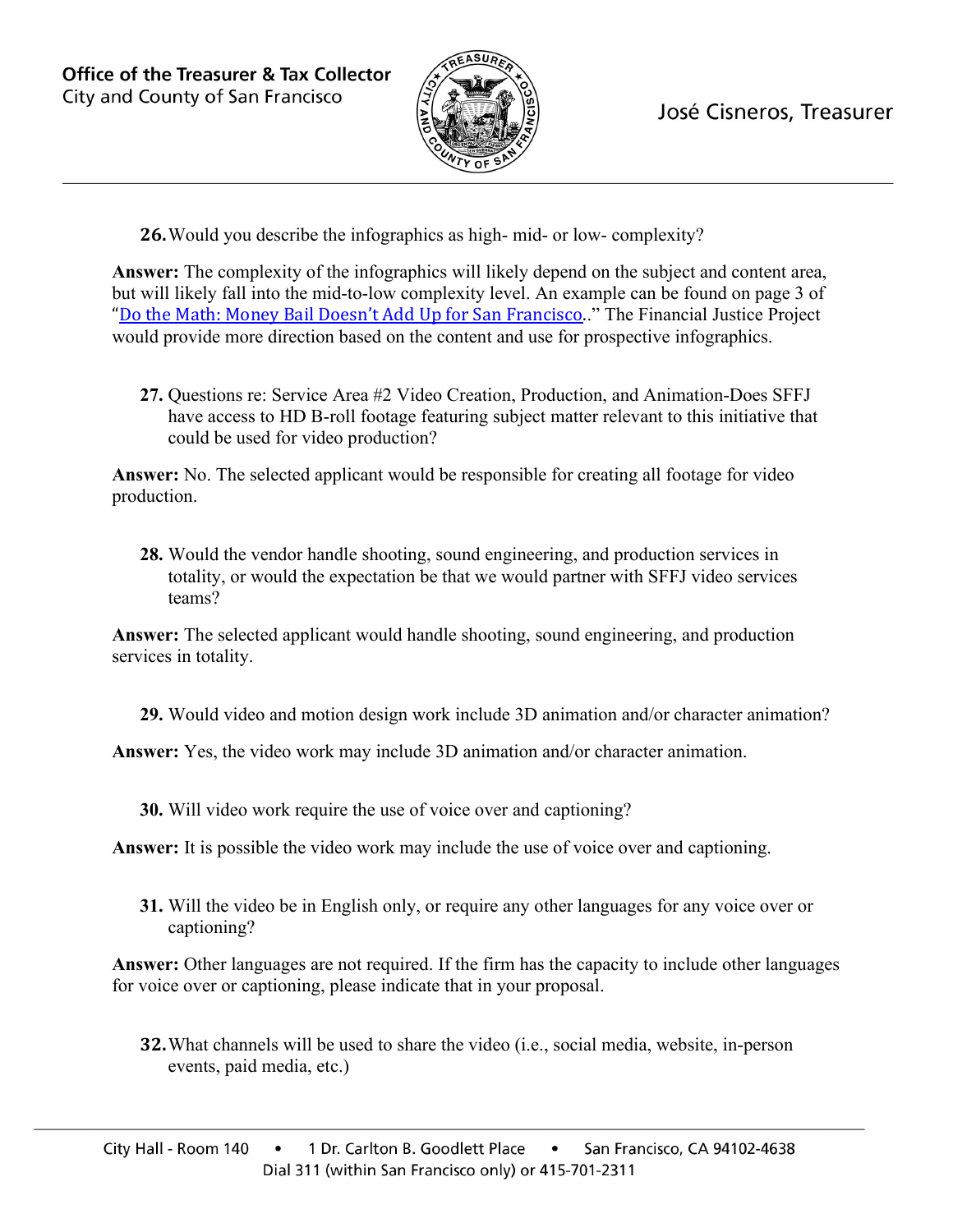26. Would you describe the infographics as high- mid- or low- complexity?

**Answer:** The complexity of the infographics will likely depend on the subject and content area, but will likely fall into the mid-to-low complexity level. An example can be found on page 3 of "Do the Math: Money Bail Doesn't Add Up for San Francisco.." The Financial Justice Project would provide more direction based on the content and use for prospective infographics.

27. Questions re: Service Area #2 Video Creation, Production, and Animation-Does SFFJ have access to HD B-roll footage featuring subject matter relevant to this initiative that could be used for video production?

**Answer:** No. The selected applicant would be responsible for creating all footage for video production.

28. Would the vendor handle shooting, sound engineering, and production services in totality, or would the expectation be that we would partner with SFFJ video services teams?

**Answer:** The selected applicant would handle shooting, sound engineering, and production services in totality.

29. Would video and motion design work include 3D animation and/or character animation?

**Answer:** Yes, the video work may include 3D animation and/or character animation.

30. Will video work require the use of voice over and captioning?

**Answer:** It is possible the video work may include the use of voice over and captioning.

31. Will the video be in English only, or require any other languages for any voice over or captioning?

**Answer:** Other languages are not required. If the firm has the capacity to include other languages for voice over or captioning, please indicate that in your proposal.

32. What channels will be used to share the video (i.e., social media, website, in-person events, paid media, etc.)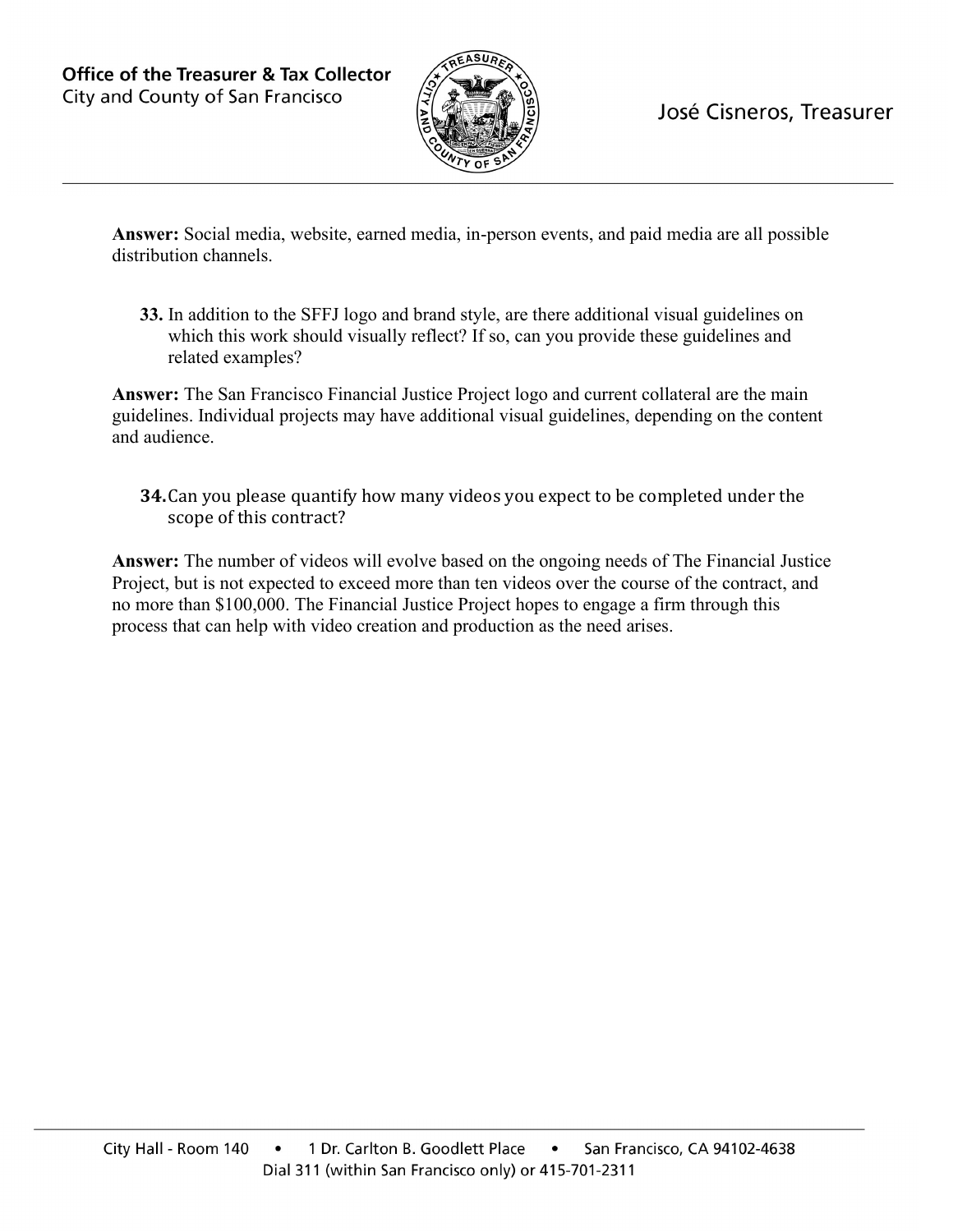**Answer:** Social media, website, earned media, in-person events, and paid media are all possible distribution channels.

33. In addition to the SFFJ logo and brand style, are there additional visual guidelines on which this work should visually reflect? If so, can you provide these guidelines and related examples?

**Answer:** The San Francisco Financial Justice Project logo and current collateral are the main guidelines. Individual projects may have additional visual guidelines, depending on the content and audience.

34. Can you please quantify how many videos you expect to be completed under the scope of this contract?

**Answer:** The number of videos will evolve based on the ongoing needs of The Financial Justice Project, but is not expected to exceed more than ten videos over the course of the contract, and no more than $100,000. The Financial Justice Project hopes to engage a firm through this process that can help with video creation and production as the need arises.